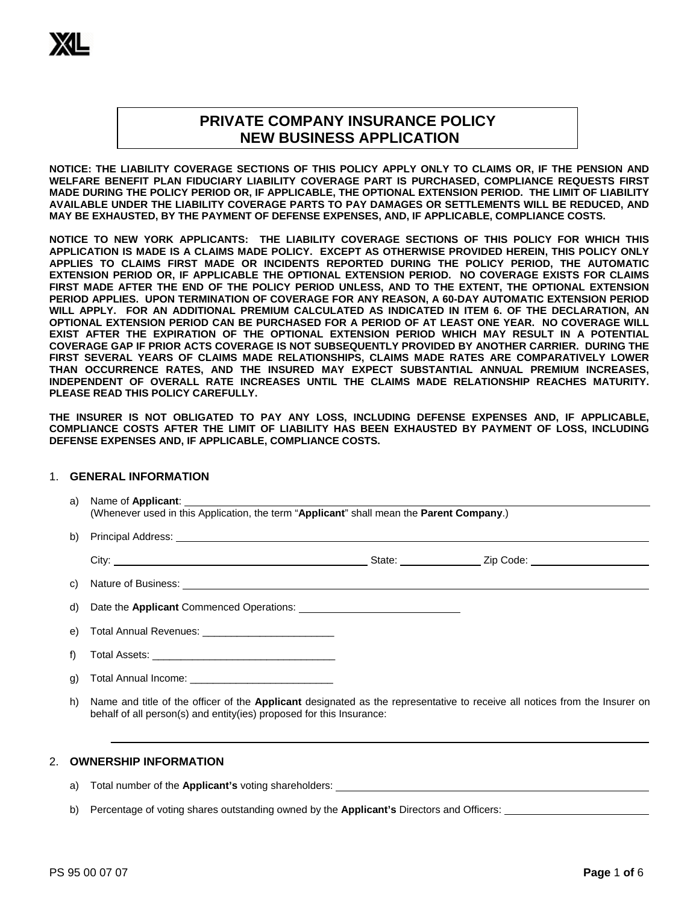# PRIVATE COMPANY INSURANCE POLICY NEW BUSINESS APPLICATION

**NOTICE: THE LIABILITY COVERAGE SECTIONS OF THIS POLICY APPLY ONLY TO CLAIMS OR, IF THE PENSION AND WELFARE BENEFIT PLAN FIDUCIARY LIABILITY COVERAGE PART IS PURCHASED, COMPLIANCE REQUESTS FIRST MADE DURING THE POLICY PERIOD OR, IF APPLICABLE, THE OPTIONAL EXTENSION PERIOD. THE LIMIT OF LIABILITY AVAILABLE UNDER THE LIABILITY COVERAGE PARTS TO PAY DAMAGES OR SETTLEMENTS WILL BE REDUCED, AND MAY BE EXHAUSTED, BY THE PAYMENT OF DEFENSE EXPENSES, AND, IF APPLICABLE, COMPLIANCE COSTS.**

**NOTICE TO NEW YORK APPLICANTS: THE LIABILITY COVERAGE SECTIONS OF THIS POLICY FOR WHICH THIS APPLICATION IS MADE IS A CLAIMS MADE POLICY. EXCEPT AS OTHERWISE PROVIDED HEREIN, THIS POLICY ONLY APPLIES TO CLAIMS FIRST MADE OR INCIDENTS REPORTED DURING THE POLICY PERIOD, THE AUTOMATIC EXTENSION PERIOD OR, IF APPLICABLE THE OPTIONAL EXTENSION PERIOD. NO COVERAGE EXISTS FOR CLAIMS FIRST MADE AFTER THE END OF THE POLICY PERIOD UNLESS, AND TO THE EXTENT, THE OPTIONAL EXTENSION PERIOD APPLIES. UPON TERMINATION OF COVERAGE FOR ANY REASON, A 60-DAY AUTOMATIC EXTENSION PERIOD WILL APPLY. FOR AN ADDITIONAL PREMIUM CALCULATED AS INDICATED IN ITEM 6. OF THE DECLARATION, AN OPTIONAL EXTENSION PERIOD CAN BE PURCHASED FOR A PERIOD OF AT LEAST ONE YEAR. NO COVERAGE WILL EXIST AFTER THE EXPIRATION OF THE OPTIONAL EXTENSION PERIOD WHICH MAY RESULT IN A POTENTIAL COVERAGE GAP IF PRIOR ACTS COVERAGE IS NOT SUBSEQUENTLY PROVIDED BY ANOTHER CARRIER. DURING THE FIRST SEVERAL YEARS OF CLAIMS MADE RELATIONSHIPS, CLAIMS MADE RATES ARE COMPARATIVELY LOWER THAN OCCURRENCE RATES, AND THE INSURED MAY EXPECT SUBSTANTIAL ANNUAL PREMIUM INCREASES, INDEPENDENT OF OVERALL RATE INCREASES UNTIL THE CLAIMS MADE RELATIONSHIP REACHES MATURITY. PLEASE READ THIS POLICY CAREFULLY.**

**THE INSURER IS NOT OBLIGATED TO PAY ANY LOSS, INCLUDING DEFENSE EXPENSES AND, IF APPLICABLE, COMPLIANCE COSTS AFTER THE LIMIT OF LIABILITY HAS BEEN EXHAUSTED BY PAYMENT OF LOSS, INCLUDING DEFENSE EXPENSES AND, IF APPLICABLE, COMPLIANCE COSTS.**

## 1. GENERAL INFORMATION

a) Name of **Applicant**: ______________________________
(Whenever used in this Application, the term "**Applicant**" shall mean the **Parent Company**.)

b) Principal Address: ______________________________

City: ______________________ State: ______________ Zip Code: ______________

c) Nature of Business: ______________________________

d) Date the **Applicant** Commenced Operations: ______________________________

e) Total Annual Revenues: _______________________

f) Total Assets: ________________________________

g) Total Annual Income: _________________________

h) Name and title of the officer of the **Applicant** designated as the representative to receive all notices from the Insurer on behalf of all person(s) and entity(ies) proposed for this Insurance:

______________________________

## 2. OWNERSHIP INFORMATION

a) Total number of the **Applicant's** voting shareholders: ______________________________

b) Percentage of voting shares outstanding owned by the **Applicant's** Directors and Officers: ______________________________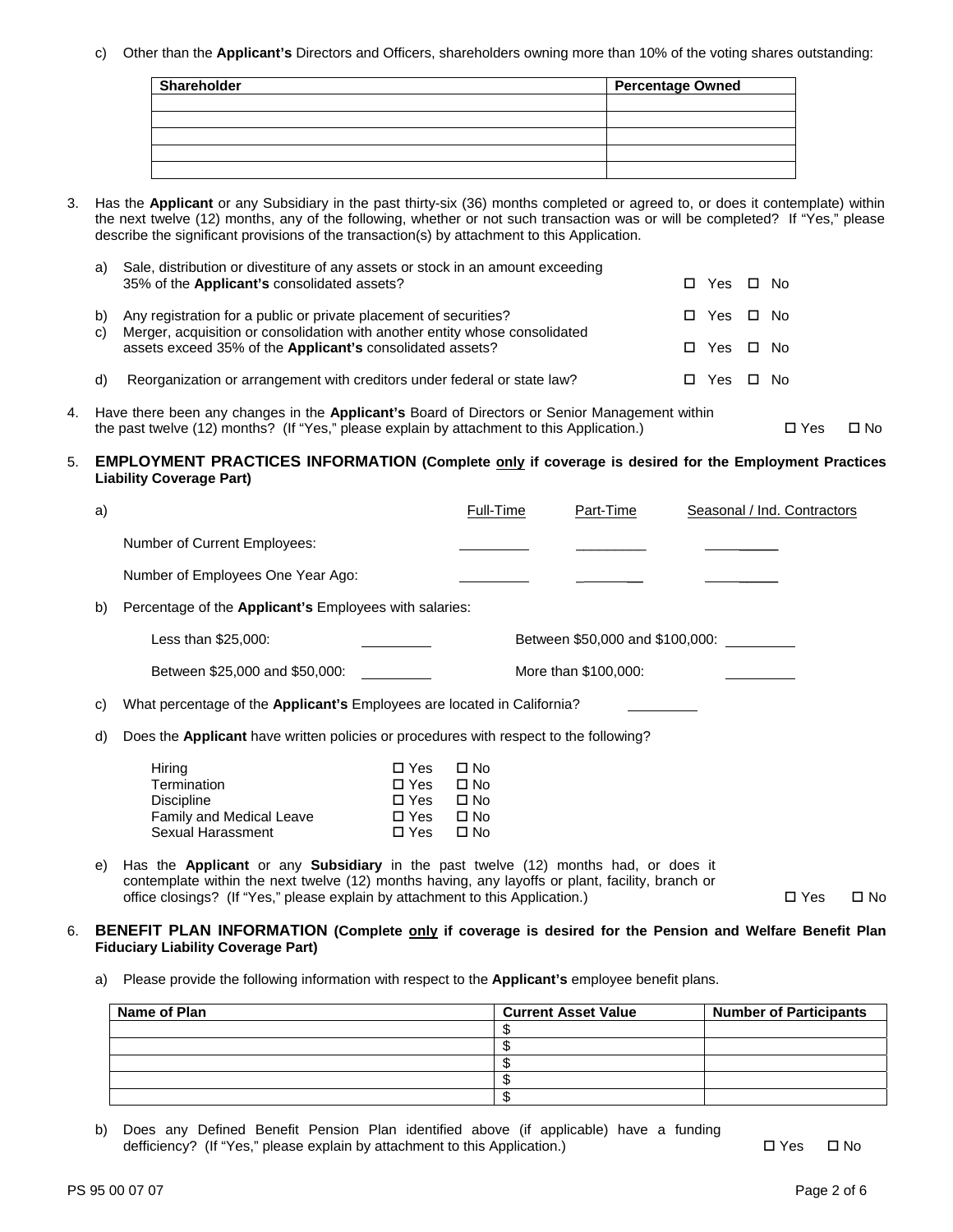c) Other than the **Applicant's** Directors and Officers, shareholders owning more than 10% of the voting shares outstanding:

| Shareholder | Percentage Owned |
|---|---|
| | |
| | |
| | |
| | |
| | |

3. Has the **Applicant** or any Subsidiary in the past thirty-six (36) months completed or agreed to, or does it contemplate) within the next twelve (12) months, any of the following, whether or not such transaction was or will be completed? If "Yes," please describe the significant provisions of the transaction(s) by attachment to this Application.

   a) Sale, distribution or divestiture of any assets or stock in an amount exceeding 35% of the **Applicant's** consolidated assets? ☐ Yes ☐ No

   b) Any registration for a public or private placement of securities? ☐ Yes ☐ No

   c) Merger, acquisition or consolidation with another entity whose consolidated assets exceed 35% of the **Applicant's** consolidated assets? ☐ Yes ☐ No

   d) Reorganization or arrangement with creditors under federal or state law? ☐ Yes ☐ No

4. Have there been any changes in the **Applicant's** Board of Directors or Senior Management within the past twelve (12) months? (If "Yes," please explain by attachment to this Application.) ☐ Yes ☐ No

5. **EMPLOYMENT PRACTICES INFORMATION (Complete only if coverage is desired for the Employment Practices Liability Coverage Part)**

   a)

| | Full-Time | Part-Time | Seasonal / Ind. Contractors |
|---|---|---|---|
| Number of Current Employees: | ________ | ________ | ________ |
| Number of Employees One Year Ago: | ________ | ________ | ________ |

   b) Percentage of the **Applicant's** Employees with salaries:

   Less than $25,000: ________ Between $50,000 and $100,000: ________

   Between $25,000 and $50,000: ________ More than $100,000: ________

   c) What percentage of the **Applicant's** Employees are located in California? ________

   d) Does the **Applicant** have written policies or procedures with respect to the following?

   Hiring ☐ Yes ☐ No
   Termination ☐ Yes ☐ No
   Discipline ☐ Yes ☐ No
   Family and Medical Leave ☐ Yes ☐ No
   Sexual Harassment ☐ Yes ☐ No

   e) Has the **Applicant** or any **Subsidiary** in the past twelve (12) months had, or does it contemplate within the next twelve (12) months having, any layoffs or plant, facility, branch or office closings? (If "Yes," please explain by attachment to this Application.) ☐ Yes ☐ No

6. **BENEFIT PLAN INFORMATION (Complete only if coverage is desired for the Pension and Welfare Benefit Plan Fiduciary Liability Coverage Part)**

   a) Please provide the following information with respect to the **Applicant's** employee benefit plans.

| Name of Plan | Current Asset Value | Number of Participants |
|---|---|---|
| | $ | |
| | $ | |
| | $ | |
| | $ | |
| | $ | |

   b) Does any Defined Benefit Pension Plan identified above (if applicable) have a funding defficiency? (If "Yes," please explain by attachment to this Application.) ☐ Yes ☐ No

PS 95 00 07 07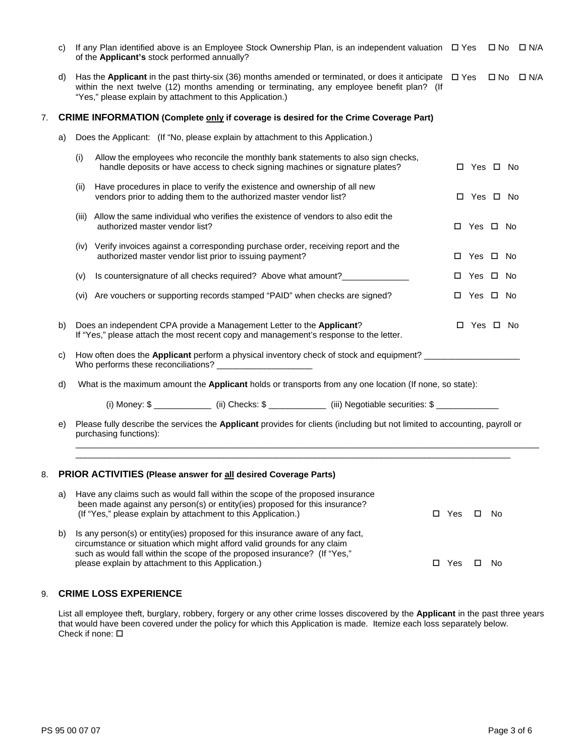c) If any Plan identified above is an Employee Stock Ownership Plan, is an independent valuation of the **Applicant's** stock performed annually? ☐ Yes ☐ No ☐ N/A

d) Has the **Applicant** in the past thirty-six (36) months amended or terminated, or does it anticipate within the next twelve (12) months amending or terminating, any employee benefit plan? (If "Yes," please explain by attachment to this Application.) ☐ Yes ☐ No ☐ N/A

## 7. CRIME INFORMATION (Complete only if coverage is desired for the Crime Coverage Part)

a) Does the Applicant: (If "No, please explain by attachment to this Application.)

(i) Allow the employees who reconcile the monthly bank statements to also sign checks, handle deposits or have access to check signing machines or signature plates? ☐ Yes ☐ No

(ii) Have procedures in place to verify the existence and ownership of all new vendors prior to adding them to the authorized master vendor list? ☐ Yes ☐ No

(iii) Allow the same individual who verifies the existence of vendors to also edit the authorized master vendor list? ☐ Yes ☐ No

(iv) Verify invoices against a corresponding purchase order, receiving report and the authorized master vendor list prior to issuing payment? ☐ Yes ☐ No

(v) Is countersignature of all checks required? Above what amount?______________ ☐ Yes ☐ No

(vi) Are vouchers or supporting records stamped "PAID" when checks are signed? ☐ Yes ☐ No

b) Does an independent CPA provide a Management Letter to the **Applicant**? ☐ Yes ☐ No
If "Yes," please attach the most recent copy and management's response to the letter.

c) How often does the **Applicant** perform a physical inventory check of stock and equipment? ____________________
Who performs these reconciliations? ____________________

d) What is the maximum amount the **Applicant** holds or transports from any one location (If none, so state):

(i) Money: $ ____________ (ii) Checks: $ ____________ (iii) Negotiable securities: $ _____________

e) Please fully describe the services the **Applicant** provides for clients (including but not limited to accounting, payroll or purchasing functions):

______________________________________________________________________________________________

______________________________________________________________________________________________

## 8. PRIOR ACTIVITIES (Please answer for all desired Coverage Parts)

a) Have any claims such as would fall within the scope of the proposed insurance been made against any person(s) or entity(ies) proposed for this insurance? (If "Yes," please explain by attachment to this Application.) ☐ Yes ☐ No

b) Is any person(s) or entity(ies) proposed for this insurance aware of any fact, circumstance or situation which might afford valid grounds for any claim such as would fall within the scope of the proposed insurance? (If "Yes," please explain by attachment to this Application.) ☐ Yes ☐ No

## 9. CRIME LOSS EXPERIENCE

List all employee theft, burglary, robbery, forgery or any other crime losses discovered by the **Applicant** in the past three years that would have been covered under the policy for which this Application is made. Itemize each loss separately below.
Check if none: ☐

PS 95 00 07 07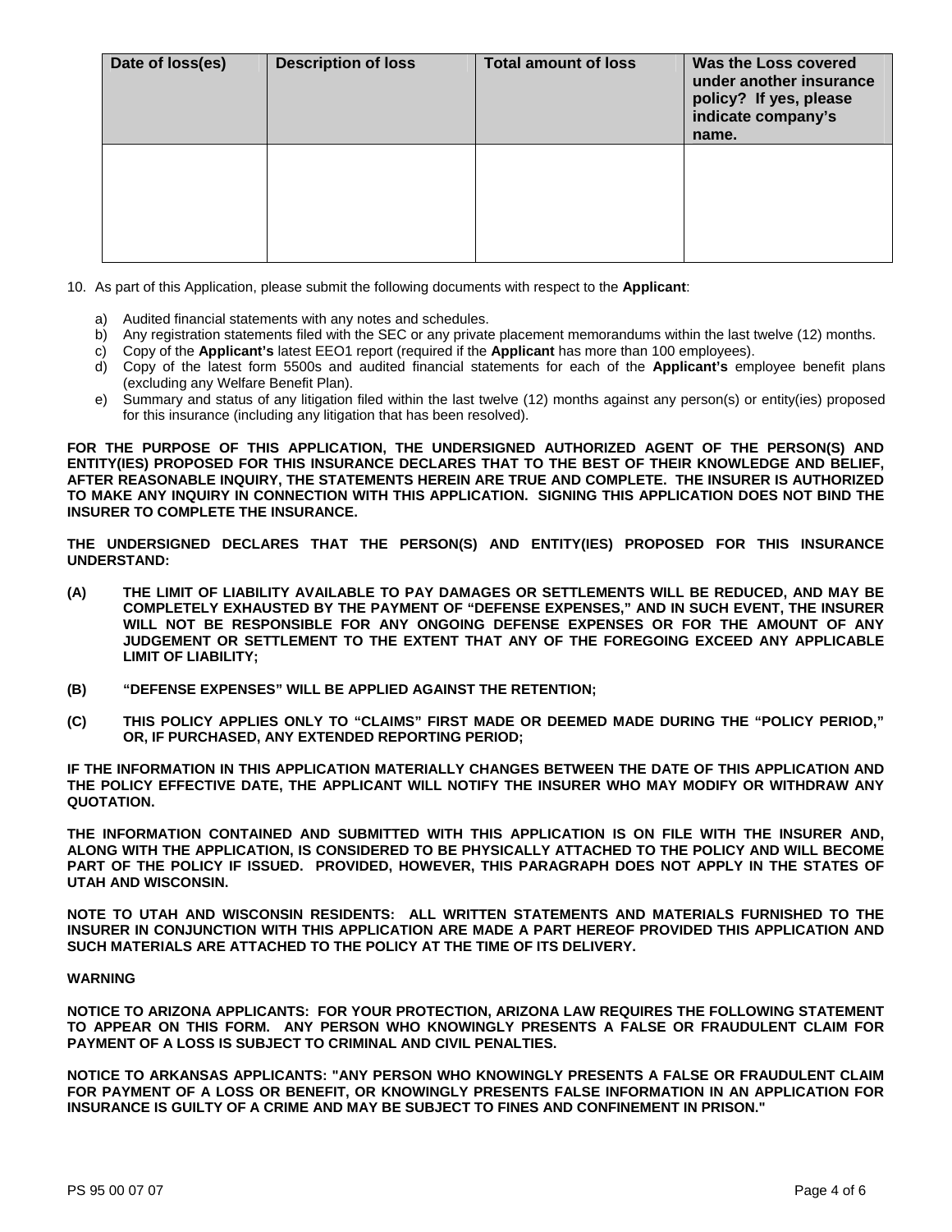| Date of loss(es) | Description of loss | Total amount of loss | Was the Loss covered under another insurance policy? If yes, please indicate company's name. |
| --- | --- | --- | --- |
| | | | |

10. As part of this Application, please submit the following documents with respect to the **Applicant**:

    a) Audited financial statements with any notes and schedules.
    b) Any registration statements filed with the SEC or any private placement memorandums within the last twelve (12) months.
    c) Copy of the **Applicant's** latest EEO1 report (required if the **Applicant** has more than 100 employees).
    d) Copy of the latest form 5500s and audited financial statements for each of the **Applicant's** employee benefit plans (excluding any Welfare Benefit Plan).
    e) Summary and status of any litigation filed within the last twelve (12) months against any person(s) or entity(ies) proposed for this insurance (including any litigation that has been resolved).

**FOR THE PURPOSE OF THIS APPLICATION, THE UNDERSIGNED AUTHORIZED AGENT OF THE PERSON(S) AND ENTITY(IES) PROPOSED FOR THIS INSURANCE DECLARES THAT TO THE BEST OF THEIR KNOWLEDGE AND BELIEF, AFTER REASONABLE INQUIRY, THE STATEMENTS HEREIN ARE TRUE AND COMPLETE. THE INSURER IS AUTHORIZED TO MAKE ANY INQUIRY IN CONNECTION WITH THIS APPLICATION. SIGNING THIS APPLICATION DOES NOT BIND THE INSURER TO COMPLETE THE INSURANCE.**

**THE UNDERSIGNED DECLARES THAT THE PERSON(S) AND ENTITY(IES) PROPOSED FOR THIS INSURANCE UNDERSTAND:**

**(A) THE LIMIT OF LIABILITY AVAILABLE TO PAY DAMAGES OR SETTLEMENTS WILL BE REDUCED, AND MAY BE COMPLETELY EXHAUSTED BY THE PAYMENT OF "DEFENSE EXPENSES," AND IN SUCH EVENT, THE INSURER WILL NOT BE RESPONSIBLE FOR ANY ONGOING DEFENSE EXPENSES OR FOR THE AMOUNT OF ANY JUDGEMENT OR SETTLEMENT TO THE EXTENT THAT ANY OF THE FOREGOING EXCEED ANY APPLICABLE LIMIT OF LIABILITY;**

**(B) "DEFENSE EXPENSES" WILL BE APPLIED AGAINST THE RETENTION;**

**(C) THIS POLICY APPLIES ONLY TO "CLAIMS" FIRST MADE OR DEEMED MADE DURING THE "POLICY PERIOD," OR, IF PURCHASED, ANY EXTENDED REPORTING PERIOD;**

**IF THE INFORMATION IN THIS APPLICATION MATERIALLY CHANGES BETWEEN THE DATE OF THIS APPLICATION AND THE POLICY EFFECTIVE DATE, THE APPLICANT WILL NOTIFY THE INSURER WHO MAY MODIFY OR WITHDRAW ANY QUOTATION.**

**THE INFORMATION CONTAINED AND SUBMITTED WITH THIS APPLICATION IS ON FILE WITH THE INSURER AND, ALONG WITH THE APPLICATION, IS CONSIDERED TO BE PHYSICALLY ATTACHED TO THE POLICY AND WILL BECOME PART OF THE POLICY IF ISSUED. PROVIDED, HOWEVER, THIS PARAGRAPH DOES NOT APPLY IN THE STATES OF UTAH AND WISCONSIN.**

**NOTE TO UTAH AND WISCONSIN RESIDENTS: ALL WRITTEN STATEMENTS AND MATERIALS FURNISHED TO THE INSURER IN CONJUNCTION WITH THIS APPLICATION ARE MADE A PART HEREOF PROVIDED THIS APPLICATION AND SUCH MATERIALS ARE ATTACHED TO THE POLICY AT THE TIME OF ITS DELIVERY.**

**WARNING**

**NOTICE TO ARIZONA APPLICANTS: FOR YOUR PROTECTION, ARIZONA LAW REQUIRES THE FOLLOWING STATEMENT TO APPEAR ON THIS FORM. ANY PERSON WHO KNOWINGLY PRESENTS A FALSE OR FRAUDULENT CLAIM FOR PAYMENT OF A LOSS IS SUBJECT TO CRIMINAL AND CIVIL PENALTIES.**

**NOTICE TO ARKANSAS APPLICANTS: "ANY PERSON WHO KNOWINGLY PRESENTS A FALSE OR FRAUDULENT CLAIM FOR PAYMENT OF A LOSS OR BENEFIT, OR KNOWINGLY PRESENTS FALSE INFORMATION IN AN APPLICATION FOR INSURANCE IS GUILTY OF A CRIME AND MAY BE SUBJECT TO FINES AND CONFINEMENT IN PRISON."**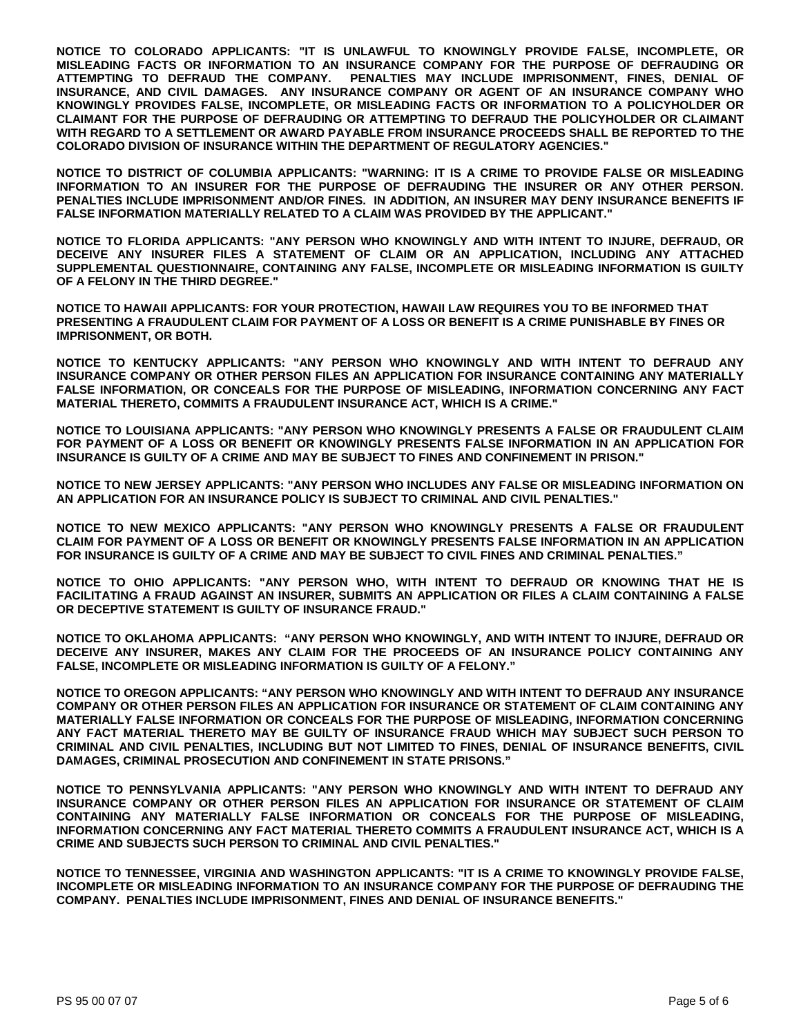**NOTICE TO COLORADO APPLICANTS: "IT IS UNLAWFUL TO KNOWINGLY PROVIDE FALSE, INCOMPLETE, OR MISLEADING FACTS OR INFORMATION TO AN INSURANCE COMPANY FOR THE PURPOSE OF DEFRAUDING OR ATTEMPTING TO DEFRAUD THE COMPANY. PENALTIES MAY INCLUDE IMPRISONMENT, FINES, DENIAL OF INSURANCE, AND CIVIL DAMAGES. ANY INSURANCE COMPANY OR AGENT OF AN INSURANCE COMPANY WHO KNOWINGLY PROVIDES FALSE, INCOMPLETE, OR MISLEADING FACTS OR INFORMATION TO A POLICYHOLDER OR CLAIMANT FOR THE PURPOSE OF DEFRAUDING OR ATTEMPTING TO DEFRAUD THE POLICYHOLDER OR CLAIMANT WITH REGARD TO A SETTLEMENT OR AWARD PAYABLE FROM INSURANCE PROCEEDS SHALL BE REPORTED TO THE COLORADO DIVISION OF INSURANCE WITHIN THE DEPARTMENT OF REGULATORY AGENCIES."**

**NOTICE TO DISTRICT OF COLUMBIA APPLICANTS: "WARNING: IT IS A CRIME TO PROVIDE FALSE OR MISLEADING INFORMATION TO AN INSURER FOR THE PURPOSE OF DEFRAUDING THE INSURER OR ANY OTHER PERSON. PENALTIES INCLUDE IMPRISONMENT AND/OR FINES. IN ADDITION, AN INSURER MAY DENY INSURANCE BENEFITS IF FALSE INFORMATION MATERIALLY RELATED TO A CLAIM WAS PROVIDED BY THE APPLICANT."**

**NOTICE TO FLORIDA APPLICANTS: "ANY PERSON WHO KNOWINGLY AND WITH INTENT TO INJURE, DEFRAUD, OR DECEIVE ANY INSURER FILES A STATEMENT OF CLAIM OR AN APPLICATION, INCLUDING ANY ATTACHED SUPPLEMENTAL QUESTIONNAIRE, CONTAINING ANY FALSE, INCOMPLETE OR MISLEADING INFORMATION IS GUILTY OF A FELONY IN THE THIRD DEGREE."**

**NOTICE TO HAWAII APPLICANTS: FOR YOUR PROTECTION, HAWAII LAW REQUIRES YOU TO BE INFORMED THAT PRESENTING A FRAUDULENT CLAIM FOR PAYMENT OF A LOSS OR BENEFIT IS A CRIME PUNISHABLE BY FINES OR IMPRISONMENT, OR BOTH.**

**NOTICE TO KENTUCKY APPLICANTS: "ANY PERSON WHO KNOWINGLY AND WITH INTENT TO DEFRAUD ANY INSURANCE COMPANY OR OTHER PERSON FILES AN APPLICATION FOR INSURANCE CONTAINING ANY MATERIALLY FALSE INFORMATION, OR CONCEALS FOR THE PURPOSE OF MISLEADING, INFORMATION CONCERNING ANY FACT MATERIAL THERETO, COMMITS A FRAUDULENT INSURANCE ACT, WHICH IS A CRIME."**

**NOTICE TO LOUISIANA APPLICANTS: "ANY PERSON WHO KNOWINGLY PRESENTS A FALSE OR FRAUDULENT CLAIM FOR PAYMENT OF A LOSS OR BENEFIT OR KNOWINGLY PRESENTS FALSE INFORMATION IN AN APPLICATION FOR INSURANCE IS GUILTY OF A CRIME AND MAY BE SUBJECT TO FINES AND CONFINEMENT IN PRISON."**

**NOTICE TO NEW JERSEY APPLICANTS: "ANY PERSON WHO INCLUDES ANY FALSE OR MISLEADING INFORMATION ON AN APPLICATION FOR AN INSURANCE POLICY IS SUBJECT TO CRIMINAL AND CIVIL PENALTIES."**

**NOTICE TO NEW MEXICO APPLICANTS: "ANY PERSON WHO KNOWINGLY PRESENTS A FALSE OR FRAUDULENT CLAIM FOR PAYMENT OF A LOSS OR BENEFIT OR KNOWINGLY PRESENTS FALSE INFORMATION IN AN APPLICATION FOR INSURANCE IS GUILTY OF A CRIME AND MAY BE SUBJECT TO CIVIL FINES AND CRIMINAL PENALTIES."**

**NOTICE TO OHIO APPLICANTS: "ANY PERSON WHO, WITH INTENT TO DEFRAUD OR KNOWING THAT HE IS FACILITATING A FRAUD AGAINST AN INSURER, SUBMITS AN APPLICATION OR FILES A CLAIM CONTAINING A FALSE OR DECEPTIVE STATEMENT IS GUILTY OF INSURANCE FRAUD."**

**NOTICE TO OKLAHOMA APPLICANTS: "ANY PERSON WHO KNOWINGLY, AND WITH INTENT TO INJURE, DEFRAUD OR DECEIVE ANY INSURER, MAKES ANY CLAIM FOR THE PROCEEDS OF AN INSURANCE POLICY CONTAINING ANY FALSE, INCOMPLETE OR MISLEADING INFORMATION IS GUILTY OF A FELONY."**

**NOTICE TO OREGON APPLICANTS: "ANY PERSON WHO KNOWINGLY AND WITH INTENT TO DEFRAUD ANY INSURANCE COMPANY OR OTHER PERSON FILES AN APPLICATION FOR INSURANCE OR STATEMENT OF CLAIM CONTAINING ANY MATERIALLY FALSE INFORMATION OR CONCEALS FOR THE PURPOSE OF MISLEADING, INFORMATION CONCERNING ANY FACT MATERIAL THERETO MAY BE GUILTY OF INSURANCE FRAUD WHICH MAY SUBJECT SUCH PERSON TO CRIMINAL AND CIVIL PENALTIES, INCLUDING BUT NOT LIMITED TO FINES, DENIAL OF INSURANCE BENEFITS, CIVIL DAMAGES, CRIMINAL PROSECUTION AND CONFINEMENT IN STATE PRISONS."**

**NOTICE TO PENNSYLVANIA APPLICANTS: "ANY PERSON WHO KNOWINGLY AND WITH INTENT TO DEFRAUD ANY INSURANCE COMPANY OR OTHER PERSON FILES AN APPLICATION FOR INSURANCE OR STATEMENT OF CLAIM CONTAINING ANY MATERIALLY FALSE INFORMATION OR CONCEALS FOR THE PURPOSE OF MISLEADING, INFORMATION CONCERNING ANY FACT MATERIAL THERETO COMMITS A FRAUDULENT INSURANCE ACT, WHICH IS A CRIME AND SUBJECTS SUCH PERSON TO CRIMINAL AND CIVIL PENALTIES."**

**NOTICE TO TENNESSEE, VIRGINIA AND WASHINGTON APPLICANTS: "IT IS A CRIME TO KNOWINGLY PROVIDE FALSE, INCOMPLETE OR MISLEADING INFORMATION TO AN INSURANCE COMPANY FOR THE PURPOSE OF DEFRAUDING THE COMPANY. PENALTIES INCLUDE IMPRISONMENT, FINES AND DENIAL OF INSURANCE BENEFITS."**

PS 95 00 07 07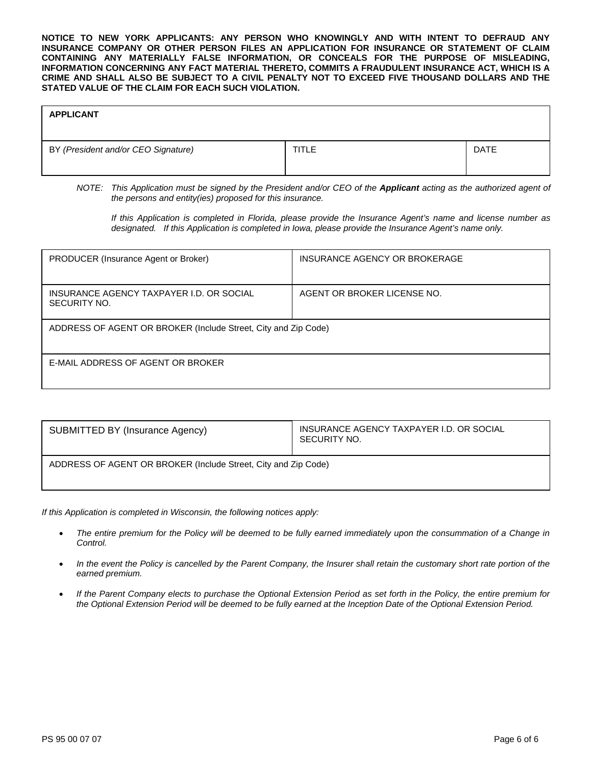**NOTICE TO NEW YORK APPLICANTS: ANY PERSON WHO KNOWINGLY AND WITH INTENT TO DEFRAUD ANY INSURANCE COMPANY OR OTHER PERSON FILES AN APPLICATION FOR INSURANCE OR STATEMENT OF CLAIM CONTAINING ANY MATERIALLY FALSE INFORMATION, OR CONCEALS FOR THE PURPOSE OF MISLEADING, INFORMATION CONCERNING ANY FACT MATERIAL THERETO, COMMITS A FRAUDULENT INSURANCE ACT, WHICH IS A CRIME AND SHALL ALSO BE SUBJECT TO A CIVIL PENALTY NOT TO EXCEED FIVE THOUSAND DOLLARS AND THE STATED VALUE OF THE CLAIM FOR EACH SUCH VIOLATION.**

| **APPLICANT** | | |
|---|---|---|
| BY *(President and/or CEO Signature)* | TITLE | DATE |

*NOTE: This Application must be signed by the President and/or CEO of the **Applicant** acting as the authorized agent of the persons and entity(ies) proposed for this insurance.*

*If this Application is completed in Florida, please provide the Insurance Agent's name and license number as designated. If this Application is completed in Iowa, please provide the Insurance Agent's name only.*

| PRODUCER (Insurance Agent or Broker) | INSURANCE AGENCY OR BROKERAGE |
|---|---|
| INSURANCE AGENCY TAXPAYER I.D. OR SOCIAL SECURITY NO. | AGENT OR BROKER LICENSE NO. |
| ADDRESS OF AGENT OR BROKER (Include Street, City and Zip Code) | |
| E-MAIL ADDRESS OF AGENT OR BROKER | |

| SUBMITTED BY (Insurance Agency) | INSURANCE AGENCY TAXPAYER I.D. OR SOCIAL SECURITY NO. |
|---|---|
| ADDRESS OF AGENT OR BROKER (Include Street, City and Zip Code) | |

*If this Application is completed in Wisconsin, the following notices apply:*

- *The entire premium for the Policy will be deemed to be fully earned immediately upon the consummation of a Change in Control.*
- *In the event the Policy is cancelled by the Parent Company, the Insurer shall retain the customary short rate portion of the earned premium.*
- *If the Parent Company elects to purchase the Optional Extension Period as set forth in the Policy, the entire premium for the Optional Extension Period will be deemed to be fully earned at the Inception Date of the Optional Extension Period.*

PS 95 00 07 07